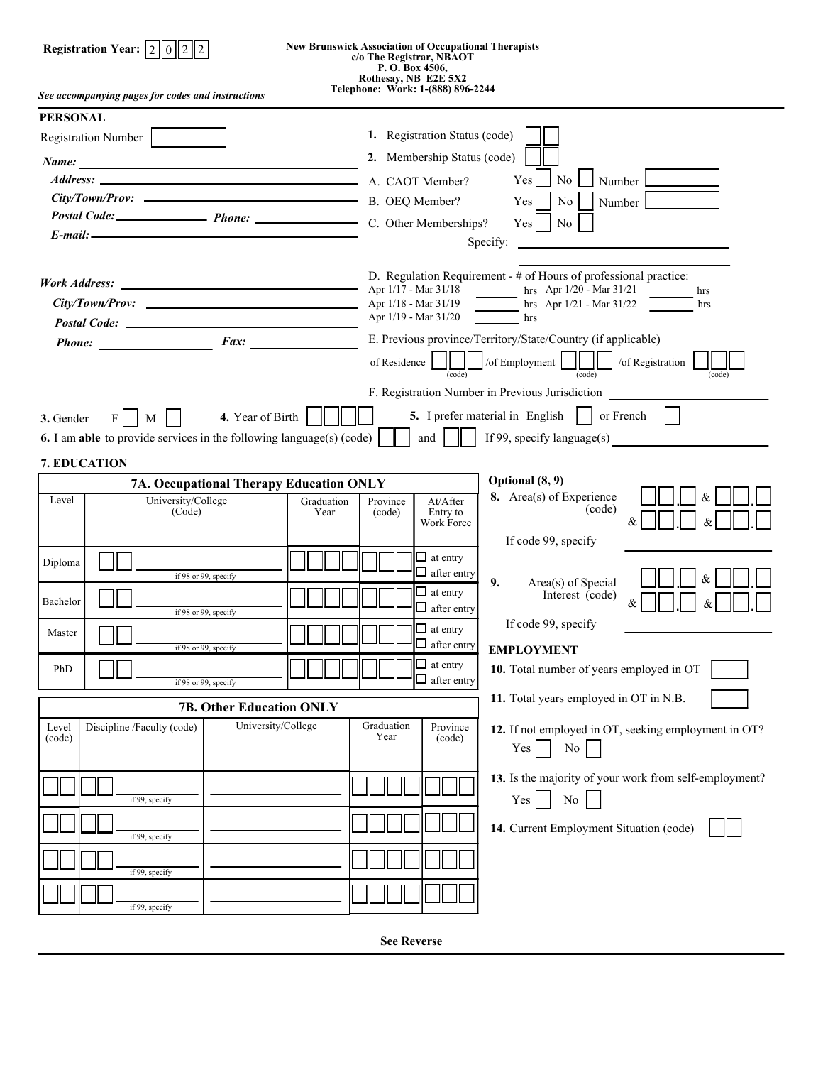**Registration Year:** 2 0 2 2

**New Brunswick Association of Occupational Therapists**
**c/o The Registrar, NBAOT**
**P. O. Box 4506,**
**Rothesay, NB E2E 5X2**
**Telephone: Work: 1-(888) 896-2244**

*See accompanying pages for codes and instructions*

## PERSONAL

Registration Number

***Name:***

***Address:***

***City/Town/Prov:***

***Postal Code:*** ***Phone:***

***E-mail:***

***Work Address:***

***City/Town/Prov:***

***Postal Code:***

***Phone:*** ***Fax:***

**1.** Registration Status (code)

**2.** Membership Status (code)

A. CAOT Member? Yes ☐ No ☐ Number

B. OEQ Member? Yes ☐ No ☐ Number

C. Other Memberships? Yes ☐ No ☐

Specify:

D. Regulation Requirement - # of Hours of professional practice:

Apr 1/17 - Mar 31/18 ______ hrs Apr 1/20 - Mar 31/21 ______ hrs

Apr 1/18 - Mar 31/19 ______ hrs Apr 1/21 - Mar 31/22 ______ hrs

Apr 1/19 - Mar 31/20 ______ hrs

E. Previous province/Territory/State/Country (if applicable)

of Residence (code) /of Employment (code) /of Registration (code)

F. Registration Number in Previous Jurisdiction

**3.** Gender F ☐ M ☐ **4.** Year of Birth

**5.** I prefer material in English ☐ or French ☐

**6.** I am **able** to provide services in the following language(s) (code) ☐ and ☐ If 99, specify language(s)

## 7. EDUCATION

### 7A. Occupational Therapy Education ONLY

| Level | University/College (Code) | Graduation Year | Province (code) | At/After Entry to Work Force |
|---|---|---|---|---|
| Diploma | if 98 or 99, specify | | | ☐ at entry ☐ after entry |
| Bachelor | if 98 or 99, specify | | | ☐ at entry ☐ after entry |
| Master | if 98 or 99, specify | | | ☐ at entry ☐ after entry |
| PhD | if 98 or 99, specify | | | ☐ at entry ☐ after entry |

### 7B. Other Education ONLY

| Level (code) | Discipline /Faculty (code) | University/College | Graduation Year | Province (code) |
|---|---|---|---|---|
| | if 99, specify | | | |
| | if 99, specify | | | |
| | if 99, specify | | | |
| | if 99, specify | | | |

**Optional (8, 9)**

**8.** Area(s) of Experience (code) ___.___ & ___.___ & ___.___ & ___.___

If code 99, specify

**9.** Area(s) of Special Interest (code) ___.___ & ___.___ & ___.___ & ___.___

If code 99, specify

## EMPLOYMENT

**10.** Total number of years employed in OT

**11.** Total years employed in OT in N.B.

**12.** If not employed in OT, seeking employment in OT? Yes ☐ No ☐

**13.** Is the majority of your work from self-employment? Yes ☐ No ☐

**14.** Current Employment Situation (code)

**See Reverse**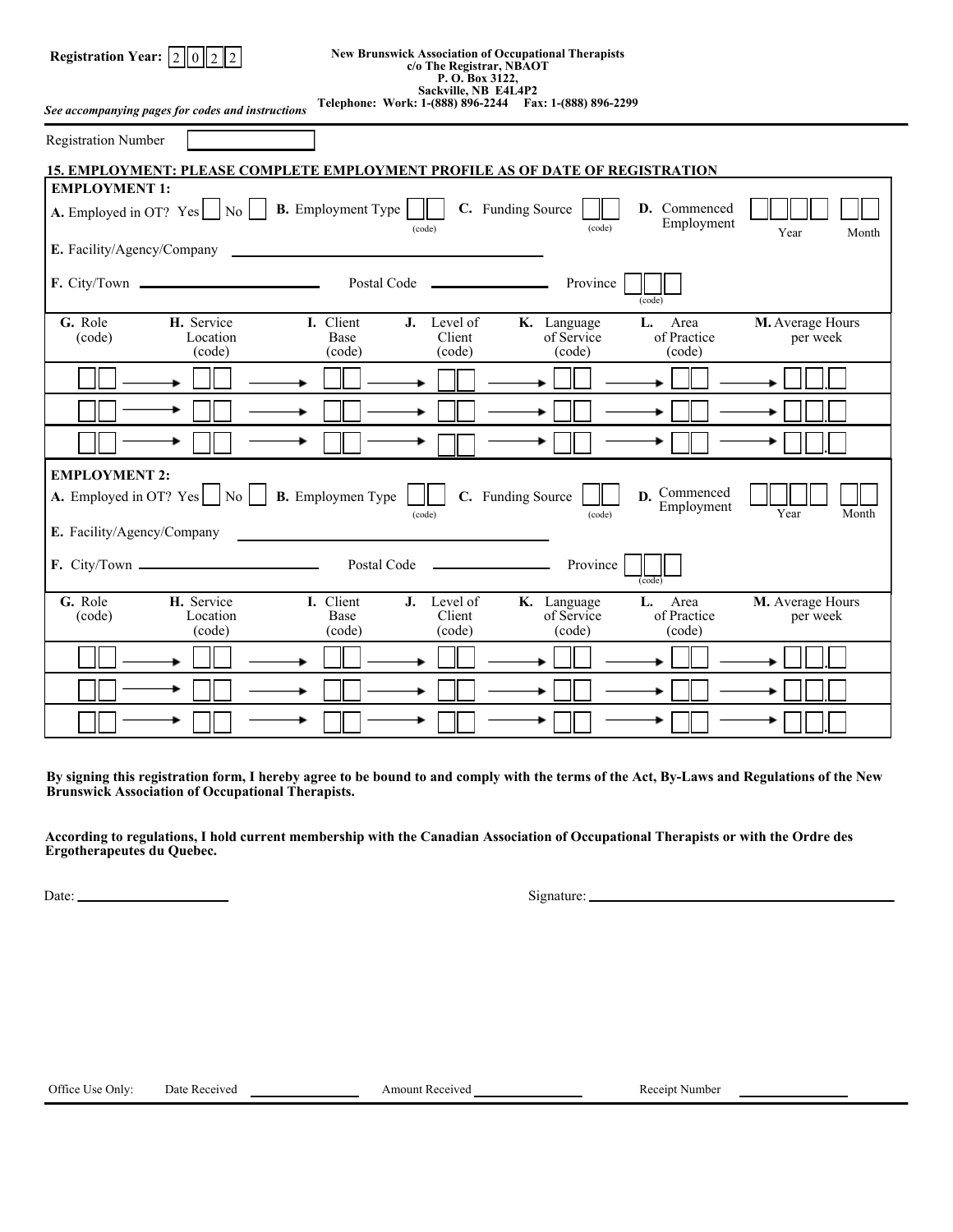**Registration Year:** 2 0 2 2

*See accompanying pages for codes and instructions*

**New Brunswick Association of Occupational Therapists**
**c/o The Registrar, NBAOT**
**P. O. Box 3122,**
**Sackville, NB E4L4P2**
**Telephone: Work: 1-(888) 896-2244 Fax: 1-(888) 896-2299**

Registration Number

## 15. EMPLOYMENT: PLEASE COMPLETE EMPLOYMENT PROFILE AS OF DATE OF REGISTRATION

**EMPLOYMENT 1:**

**A.** Employed in OT? Yes ☐ No ☐ **B.** Employment Type (code) **C.** Funding Source (code) **D.** Commenced Employment Year Month

**E.** Facility/Agency/Company ____________________

**F.** City/Town ____________________ Postal Code ____________________ Province (code)

| G. Role (code) | H. Service Location (code) | I. Client Base (code) | J. Level of Client (code) | K. Language of Service (code) | L. Area of Practice (code) | M. Average Hours per week |
|---|---|---|---|---|---|---|
| | | | | | | |
| | | | | | | |
| | | | | | | |

**EMPLOYMENT 2:**

**A.** Employed in OT? Yes ☐ No ☐ **B.** Employmen Type (code) **C.** Funding Source (code) **D.** Commenced Employment Year Month

**E.** Facility/Agency/Company ____________________

**F.** City/Town ____________________ Postal Code ____________________ Province (code)

| G. Role (code) | H. Service Location (code) | I. Client Base (code) | J. Level of Client (code) | K. Language of Service (code) | L. Area of Practice (code) | M. Average Hours per week |
|---|---|---|---|---|---|---|
| | | | | | | |
| | | | | | | |
| | | | | | | |

**By signing this registration form, I hereby agree to be bound to and comply with the terms of the Act, By-Laws and Regulations of the New Brunswick Association of Occupational Therapists.**

**According to regulations, I hold current membership with the Canadian Association of Occupational Therapists or with the Ordre des Ergotherapeutes du Quebec.**

Date: ____________________ Signature: ____________________

Office Use Only: Date Received ____________ Amount Received ____________ Receipt Number ____________